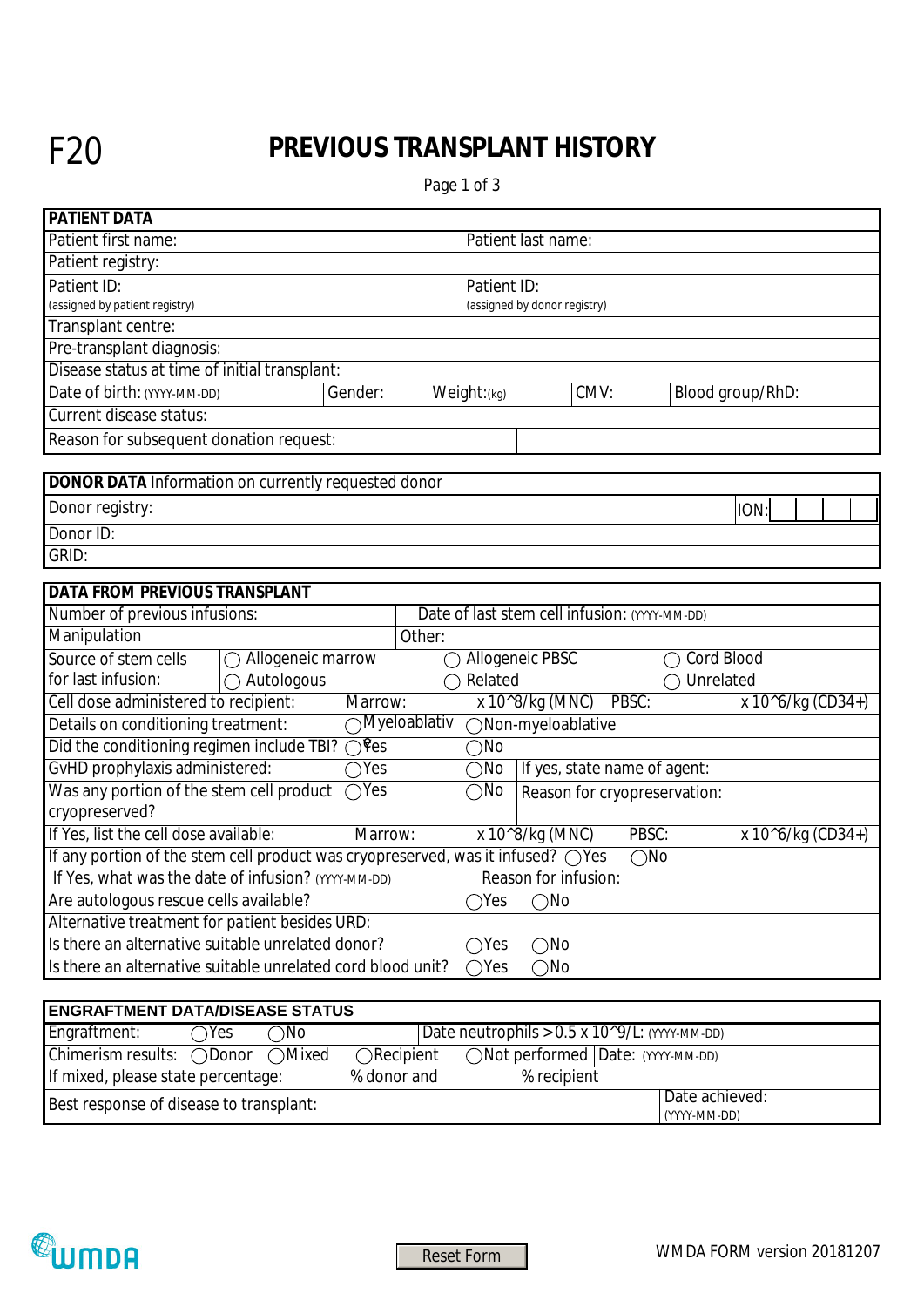F20

# PREVIOUS TRANSPLANT HISTORY

## PATIENT DATA

| | |
|---|---|
| Patient first name: | Patient last name: |
| Patient registry: | |
| Patient ID: (assigned by patient registry) | Patient ID: (assigned by donor registry) |
| Transplant centre: | |
| Pre-transplant diagnosis: | |
| Disease status at time of initial transplant: | |

| | | | | |
|---|---|---|---|---|
| Date of birth: (YYYY-MM-DD) | Gender: | Weight: (kg) | CMV: | Blood group/RhD: |

Current disease status:

Reason for subsequent donation request:

## DONOR DATA Information on currently requested donor

| | |
|---|---|
| Donor registry: | ION: |
| Donor ID: | |
| GRID: | |

## DATA FROM PREVIOUS TRANSPLANT

| | |
|---|---|
| Number of previous infusions: | Date of last stem cell infusion: (YYYY-MM-DD) |
| Manipulation | Other: |

Source of stem cells for last infusion: ○ Allogeneic marrow ○ Allogeneic PBSC ○ Cord Blood ○ Autologous ○ Related ○ Unrelated

Cell dose administered to recipient: Marrow: x 10^8/kg (MNC) PBSC: x 10^6/kg (CD34+)

Details on conditioning treatment: ○ Myeloablativ ○ Non-myeloablative

Did the conditioning regimen include TBI? ○ Yes ○ No

GvHD prophylaxis administered: ○ Yes ○ No If yes, state name of agent:

Was any portion of the stem cell product cryopreserved? ○ Yes ○ No Reason for cryopreservation:

If Yes, list the cell dose available: Marrow: x 10^8/kg (MNC) PBSC: x 10^6/kg (CD34+)

If any portion of the stem cell product was cryopreserved, was it infused? ○ Yes ○ No

If Yes, what was the date of infusion? (YYYY-MM-DD) Reason for infusion:

Are autologous rescue cells available? ○ Yes ○ No

Alternative treatment for patient besides URD:

Is there an alternative suitable unrelated donor? ○ Yes ○ No

Is there an alternative suitable unrelated cord blood unit? ○ Yes ○ No

## ENGRAFTMENT DATA/DISEASE STATUS

Engraftment: ○ Yes ○ No Date neutrophils > 0.5 x 10^9/L: (YYYY-MM-DD)

Chimerism results: ○ Donor ○ Mixed ○ Recipient ○ Not performed Date: (YYYY-MM-DD)

If mixed, please state percentage: % donor and % recipient

Best response of disease to transplant: Date achieved: (YYYY-MM-DD)

Reset Form

WMDA FORM version 20181207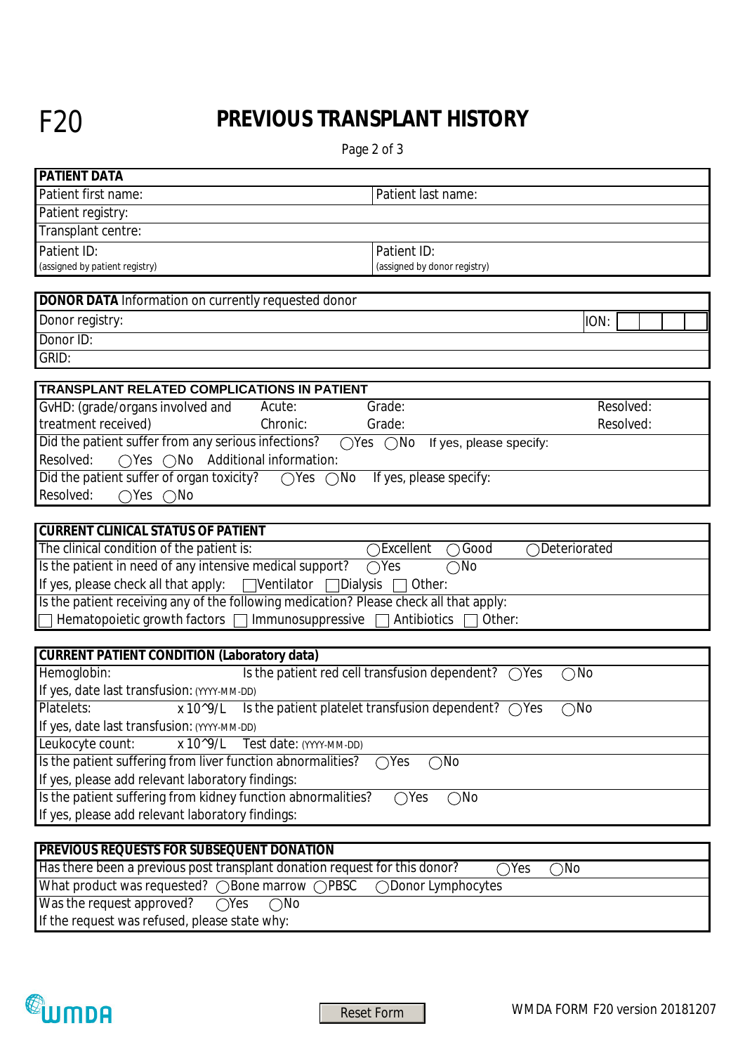F20

# PREVIOUS TRANSPLANT HISTORY

| PATIENT DATA | |
|---|---|
| Patient first name: | Patient last name: |
| Patient registry: | |
| Transplant centre: | |
| Patient ID: (assigned by patient registry) | Patient ID: (assigned by donor registry) |

| **DONOR DATA** Information on currently requested donor | |
|---|---|
| Donor registry: | ION: |
| Donor ID: | |
| GRID: | |

| TRANSPLANT RELATED COMPLICATIONS IN PATIENT | | | |
|---|---|---|---|
| GvHD: (grade/organs involved and treatment received) | Acute: | Grade: | Resolved: |
| | Chronic: | Grade: | Resolved: |
| Did the patient suffer from any serious infections? ◯Yes ◯No If yes, please specify: | | | |
| Resolved: ◯Yes ◯No Additional information: | | | |
| Did the patient suffer of organ toxicity? ◯Yes ◯No If yes, please specify: | | | |
| Resolved: ◯Yes ◯No | | | |

| CURRENT CLINICAL STATUS OF PATIENT |
|---|
| The clinical condition of the patient is: ◯Excellent ◯Good ◯Deteriorated |
| Is the patient in need of any intensive medical support? ◯Yes ◯No |
| If yes, please check all that apply: ☐Ventilator ☐Dialysis ☐ Other: |
| Is the patient receiving any of the following medication? Please check all that apply: |
| ☐ Hematopoietic growth factors ☐ Immunosuppressive ☐ Antibiotics ☐ Other: |

| CURRENT PATIENT CONDITION (Laboratory data) |
|---|
| Hemoglobin: Is the patient red cell transfusion dependent? ◯Yes ◯No |
| If yes, date last transfusion: (YYYY-MM-DD) |
| Platelets: x 10^9/L Is the patient platelet transfusion dependent? ◯Yes ◯No |
| If yes, date last transfusion: (YYYY-MM-DD) |
| Leukocyte count: x 10^9/L Test date: (YYYY-MM-DD) |
| Is the patient suffering from liver function abnormalities? ◯Yes ◯No |
| If yes, please add relevant laboratory findings: |
| Is the patient suffering from kidney function abnormalities? ◯Yes ◯No |
| If yes, please add relevant laboratory findings: |

| PREVIOUS REQUESTS FOR SUBSEQUENT DONATION |
|---|
| Has there been a previous post transplant donation request for this donor? ◯Yes ◯No |
| What product was requested? ◯Bone marrow ◯PBSC ◯Donor Lymphocytes |
| Was the request approved? ◯Yes ◯No |
| If the request was refused, please state why: |

WMDA

Reset Form

WMDA FORM F20 version 20181207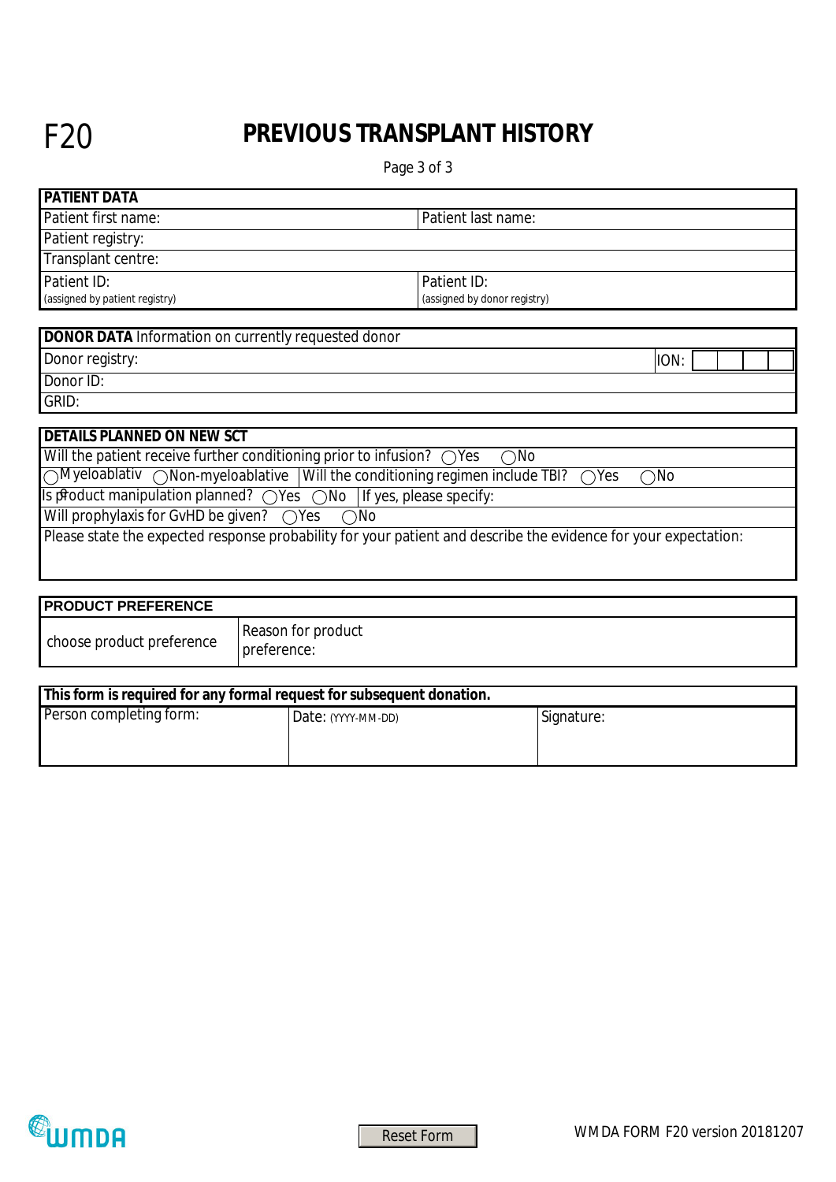F20

# PREVIOUS TRANSPLANT HISTORY

| PATIENT DATA | |
|---|---|
| Patient first name: | Patient last name: |
| Patient registry: | |
| Transplant centre: | |
| Patient ID: (assigned by patient registry) | Patient ID: (assigned by donor registry) |

| DONOR DATA Information on currently requested donor | |
|---|---|
| Donor registry: | ION: |
| Donor ID: | |
| GRID: | |

| DETAILS PLANNED ON NEW SCT | |
|---|---|
| Will the patient receive further conditioning prior to infusion? ◯Yes ◯No | |
| ◯Myeloablativ ◯Non-myeloablative | Will the conditioning regimen include TBI? ◯Yes ◯No |
| Is product manipulation planned? ◯Yes ◯No | If yes, please specify: |
| Will prophylaxis for GvHD be given? ◯Yes ◯No | |
| Please state the expected response probability for your patient and describe the evidence for your expectation: | |

| PRODUCT PREFERENCE | |
|---|---|
| choose product preference | Reason for product preference: |

| This form is required for any formal request for subsequent donation. | | |
|---|---|---|
| Person completing form: | Date: (YYYY-MM-DD) | Signature: |

WMDA

Reset Form

WMDA FORM F20 version 20181207